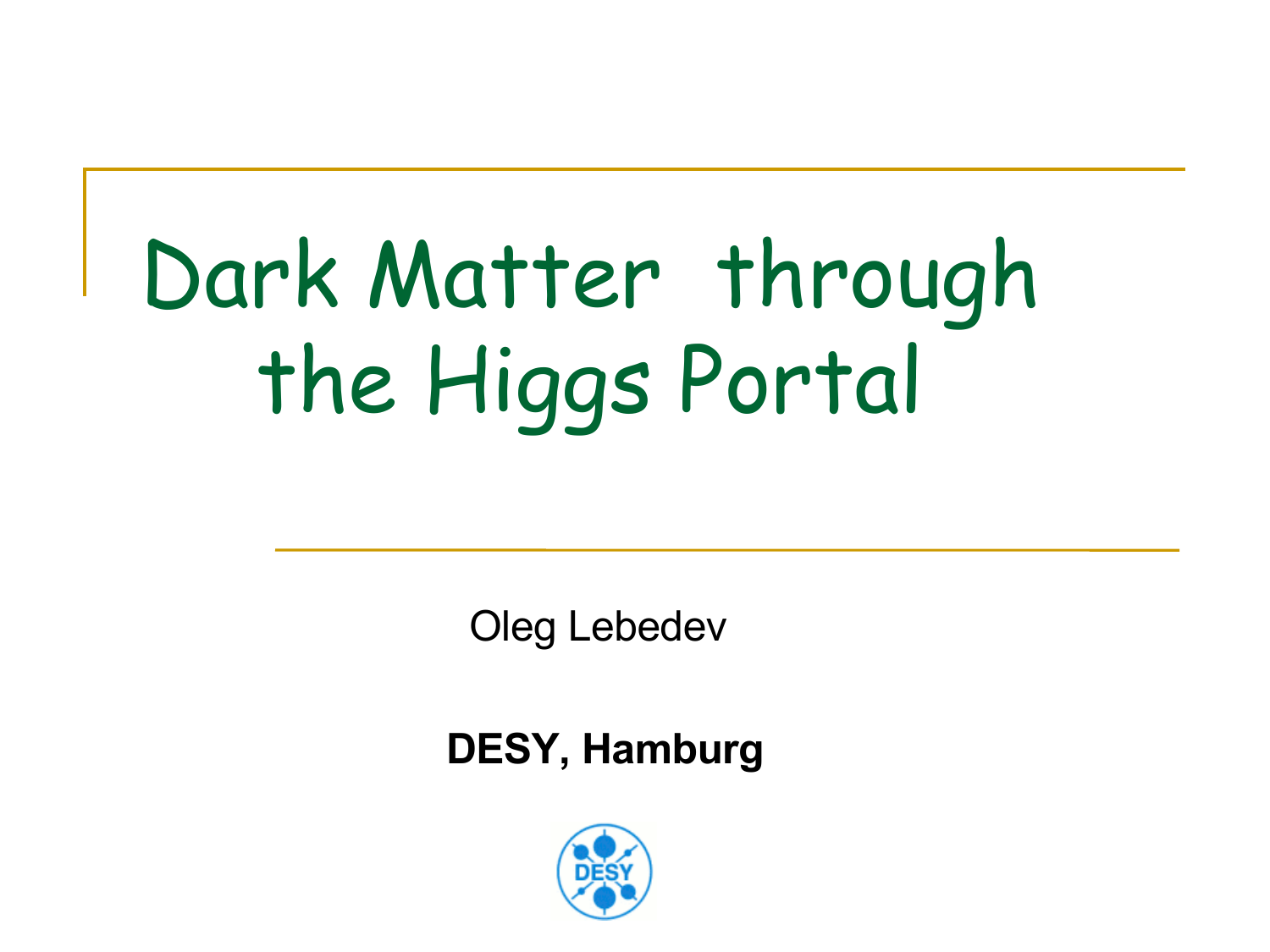# Dark Matter through the Higgs Portal

Oleg Lebedev

**DESY, Hamburg**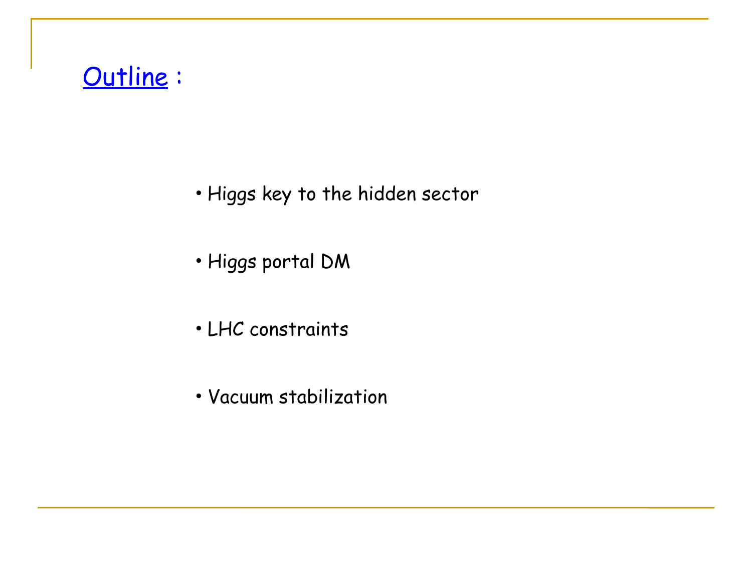## Outline :

- Higgs key to the hidden sector
- Higgs portal DM
- LHC constraints
- Vacuum stabilization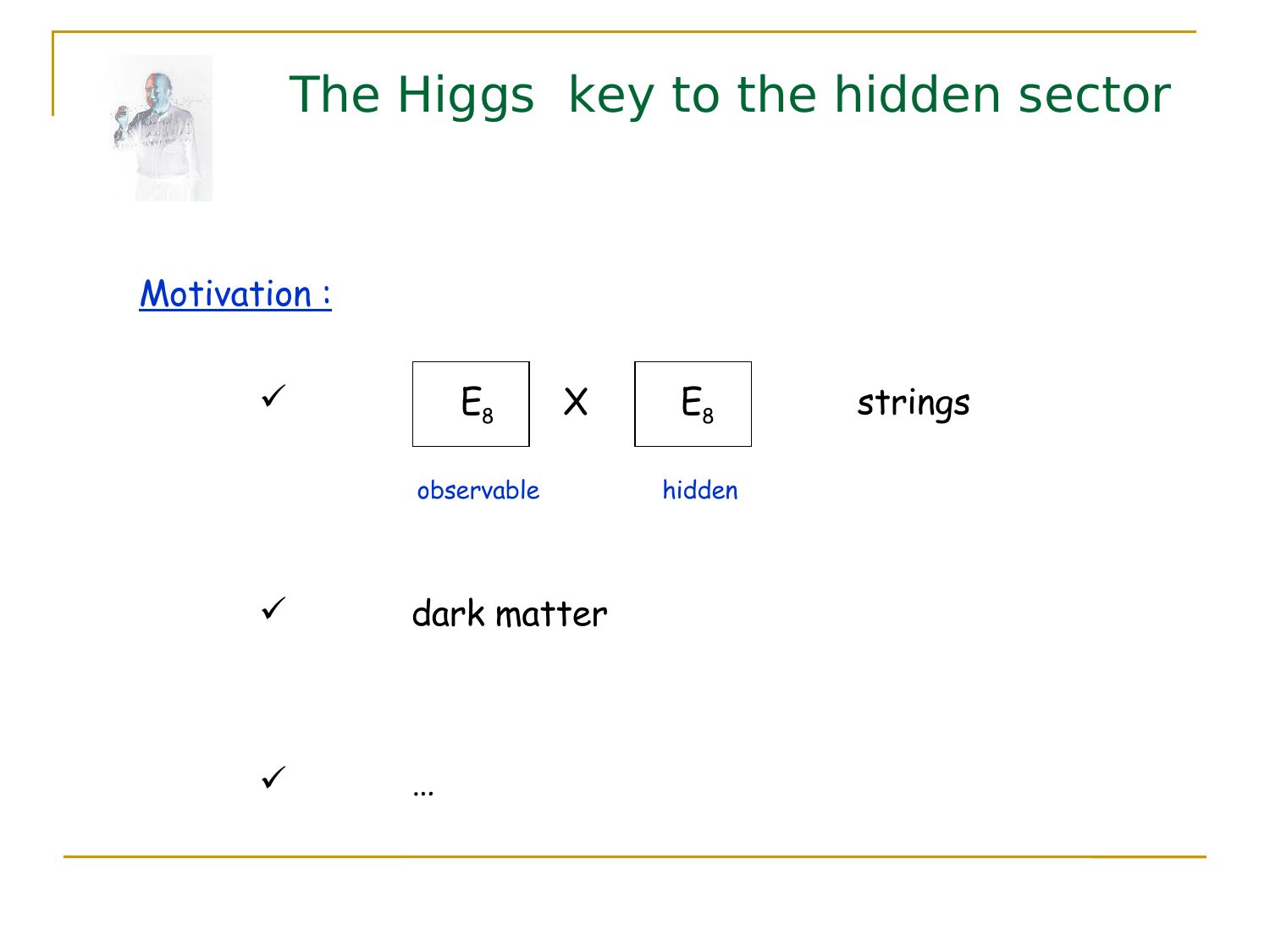# The Higgs key to the hidden sector

**Motivation :**

- ✓ $E_8$ X $E_8$ strings
  - observable (first $E_8$), hidden (second $E_8$)
- ✓ dark matter
- ✓ …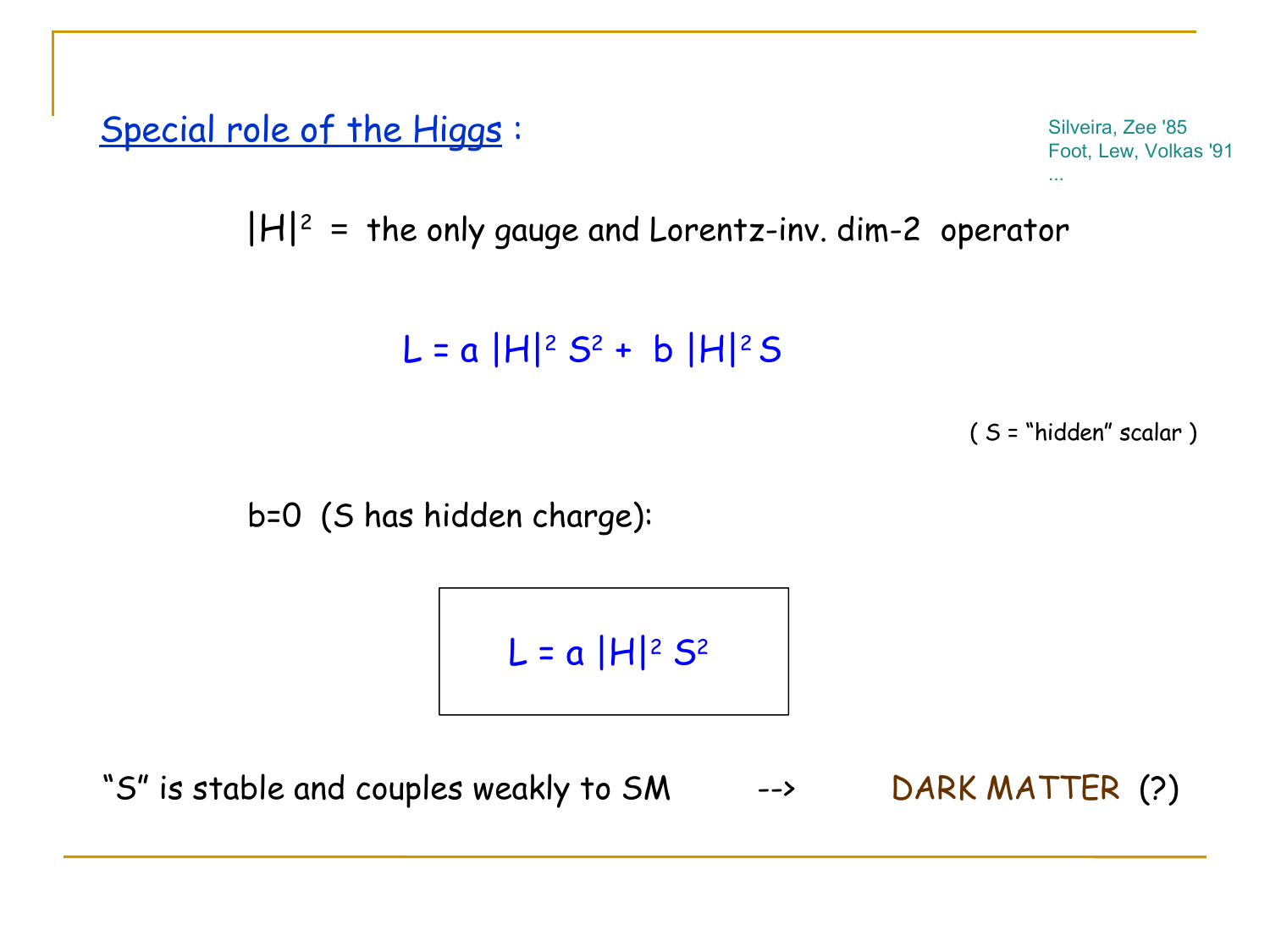## Special role of the Higgs :

Silveira, Zee '85
Foot, Lew, Volkas '91
...

$|H|^2$ = the only gauge and Lorentz-inv. dim-2 operator

$$L = a\,|H|^2 S^2 + b\,|H|^2 S$$

( S = "hidden" scalar )

b=0 (S has hidden charge):

$$L = a\,|H|^2 S^2$$

"S" is stable and couples weakly to SM --> DARK MATTER (?)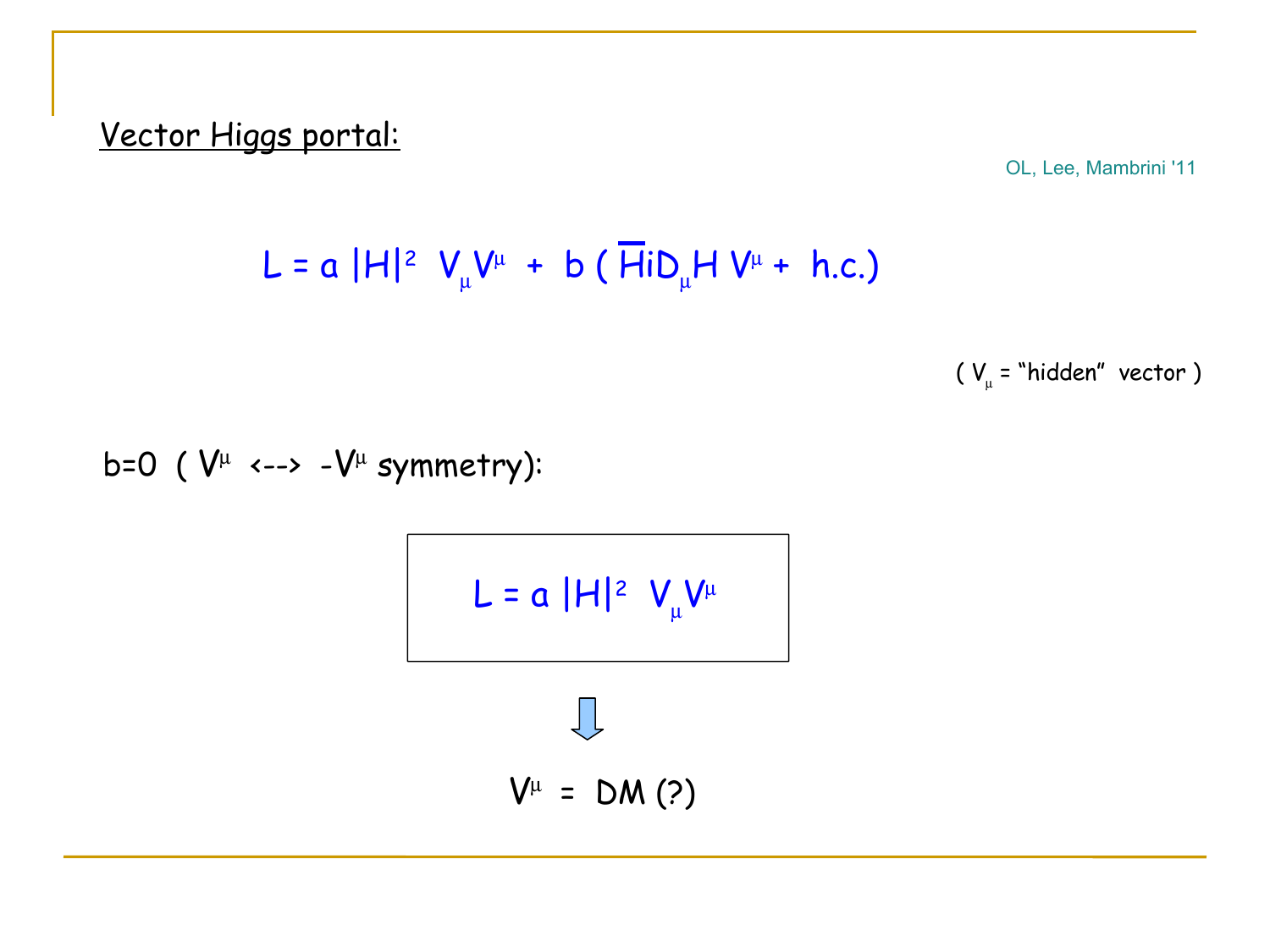## Vector Higgs portal:

OL, Lee, Mambrini '11

$$L = a\,|H|^2\; V_\mu V^\mu \;+\; b\,(\,\overline{H} i D_\mu H\, V^\mu + \text{h.c.})$$

( $V_\mu$ = "hidden" vector )

b=0 ( $V^\mu$ <--> $-V^\mu$ symmetry):

$$L = a\,|H|^2\; V_\mu V^\mu$$

⇓

$V^\mu$ = DM (?)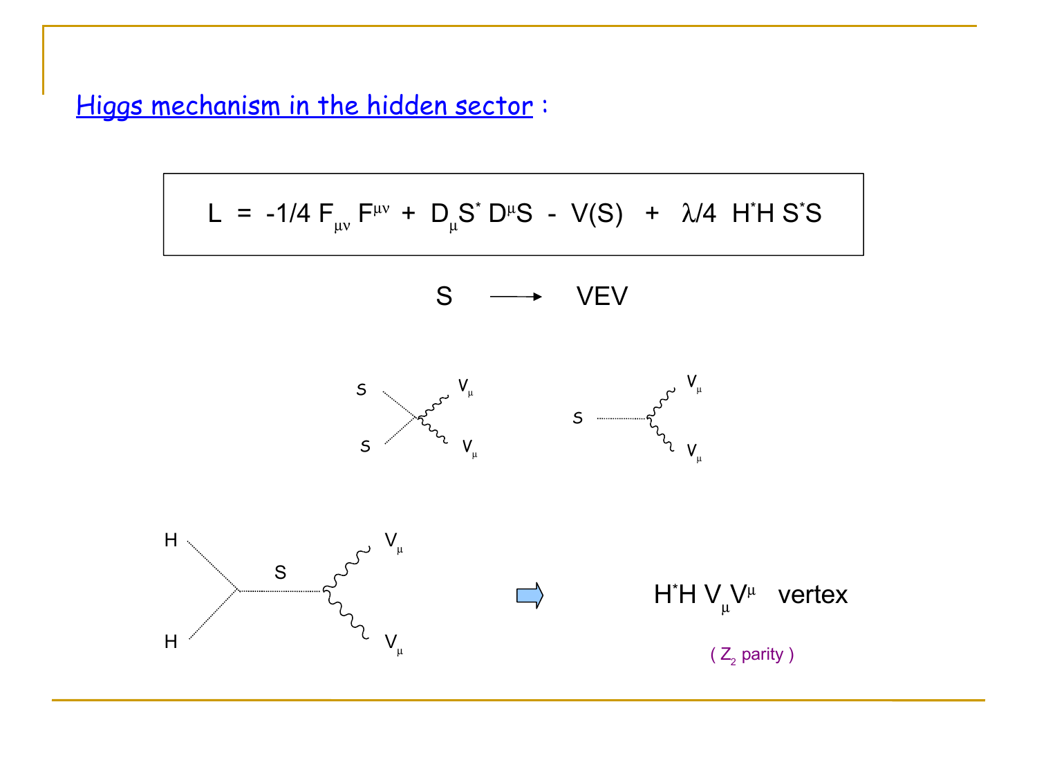## Higgs mechanism in the hidden sector :

$$L = -1/4\, F_{\mu\nu} F^{\mu\nu} + D_\mu S^* D^\mu S - V(S) + \lambda/4\, H^* H\, S^* S$$

S ⟶ VEV

$H^* H V_\mu V^\mu$ vertex

( $Z_2$ parity )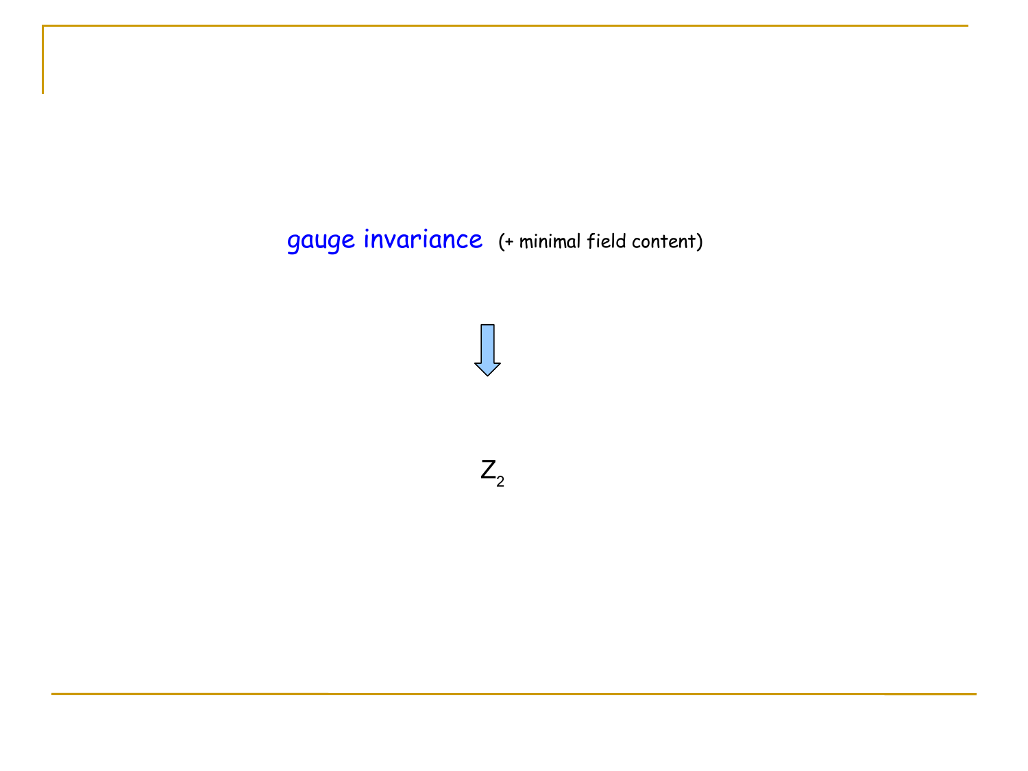gauge invariance (+ minimal field content)

⇓

$Z_2$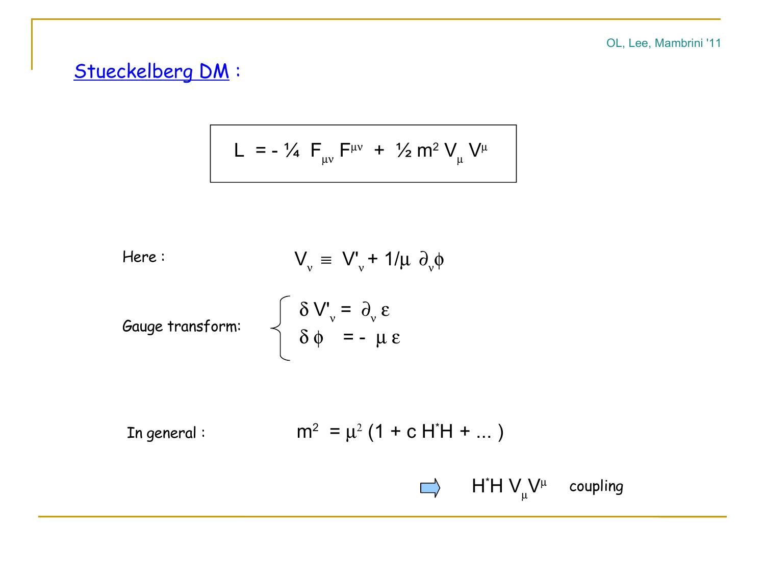OL, Lee, Mambrini '11

## Stueckelberg DM :

$$L = - \tfrac{1}{4} F_{\mu\nu} F^{\mu\nu} + \tfrac{1}{2} m^2 V_\mu V^\mu$$

Here : $V_\nu \equiv V'_\nu + 1/\mu \; \partial_\nu \phi$

Gauge transform:

$$\begin{cases} \delta V'_\nu = \partial_\nu \varepsilon \\ \delta \phi = - \mu \varepsilon \end{cases}$$

In general : $m^2 = \mu^2 (1 + c H^* H + \dots)$

$\Rightarrow$ $H^* H V_\mu V^\mu$ coupling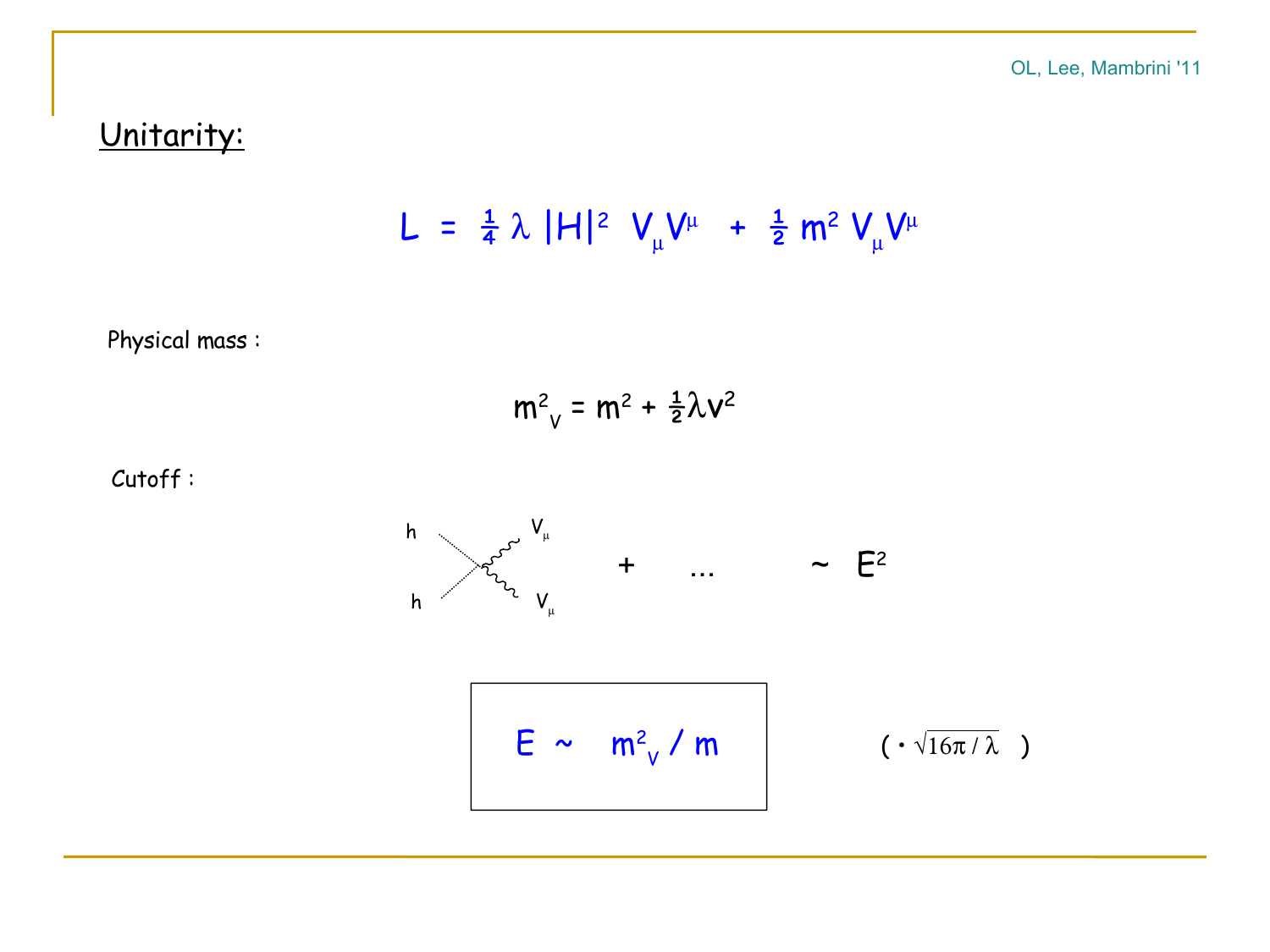OL, Lee, Mambrini '11

## Unitarity:

$$L = \tfrac{1}{4}\lambda\, |H|^2\, V_\mu V^\mu + \tfrac{1}{2} m^2\, V_\mu V^\mu$$

Physical mass :

$$m_V^2 = m^2 + \tfrac{1}{2}\lambda v^2$$

Cutoff :

h h → $V_\mu$ $V_\mu$ + ... $\sim E^2$

$$\boxed{E \sim m_V^2 / m} \qquad (\cdot \sqrt{16\pi/\lambda}\ )$$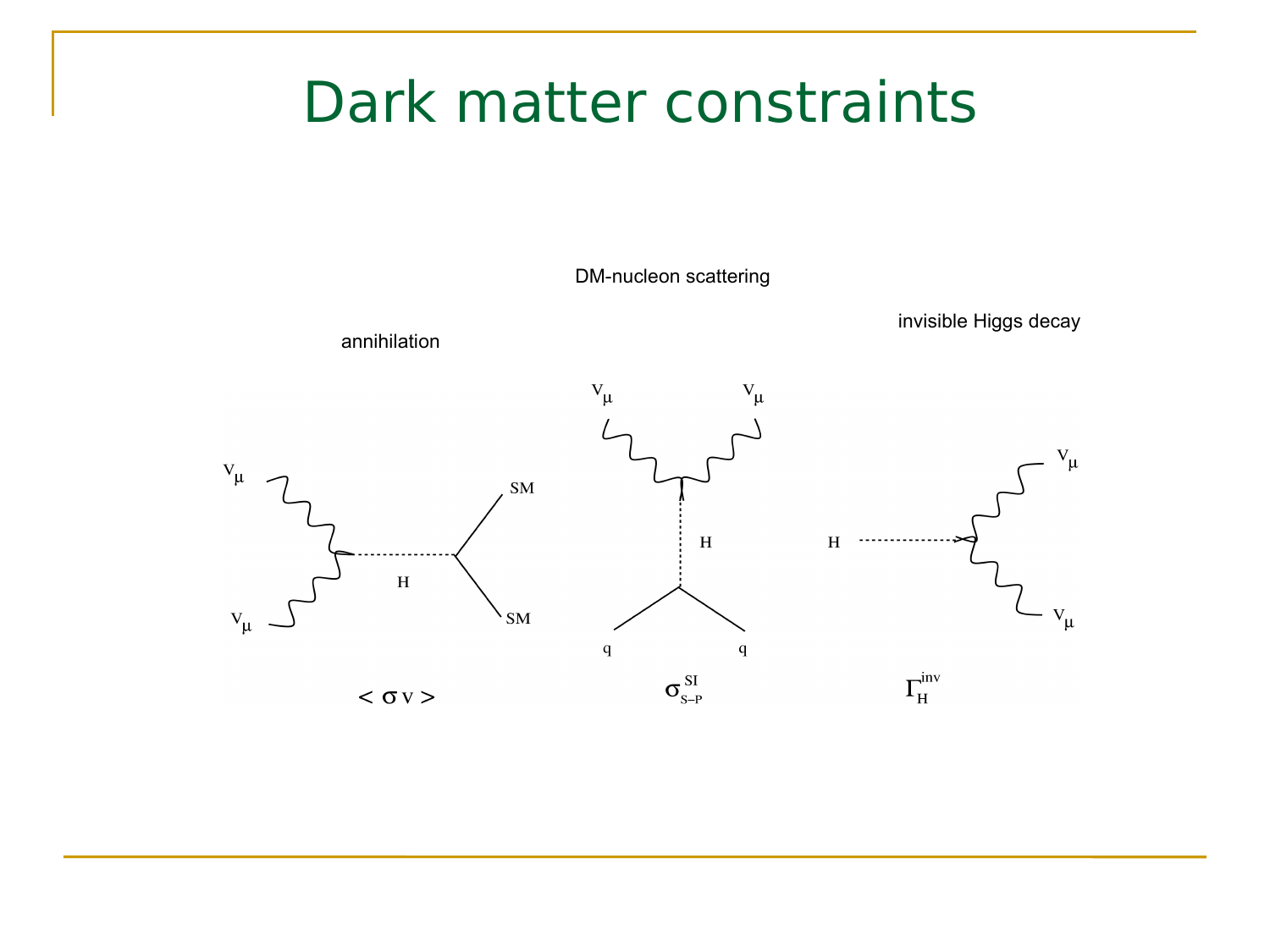# Dark matter constraints

DM-nucleon scattering

invisible Higgs decay

annihilation

$V_\mu$ $V_\mu$ SM SM H $V_\mu$ $V_\mu$ H q q H $V_\mu$ $V_\mu$

$< \sigma v >$

$\sigma^{SI}_{S-P}$

$\Gamma^{inv}_H$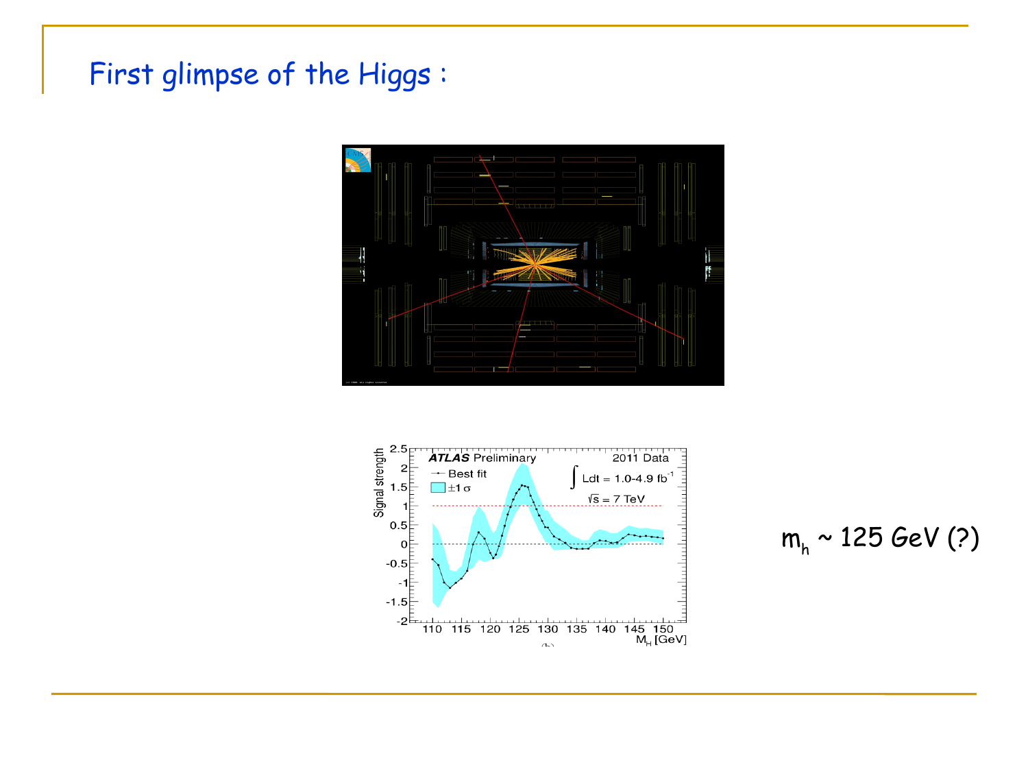## First glimpse of the Higgs :

$m_h$ ~ 125 GeV (?)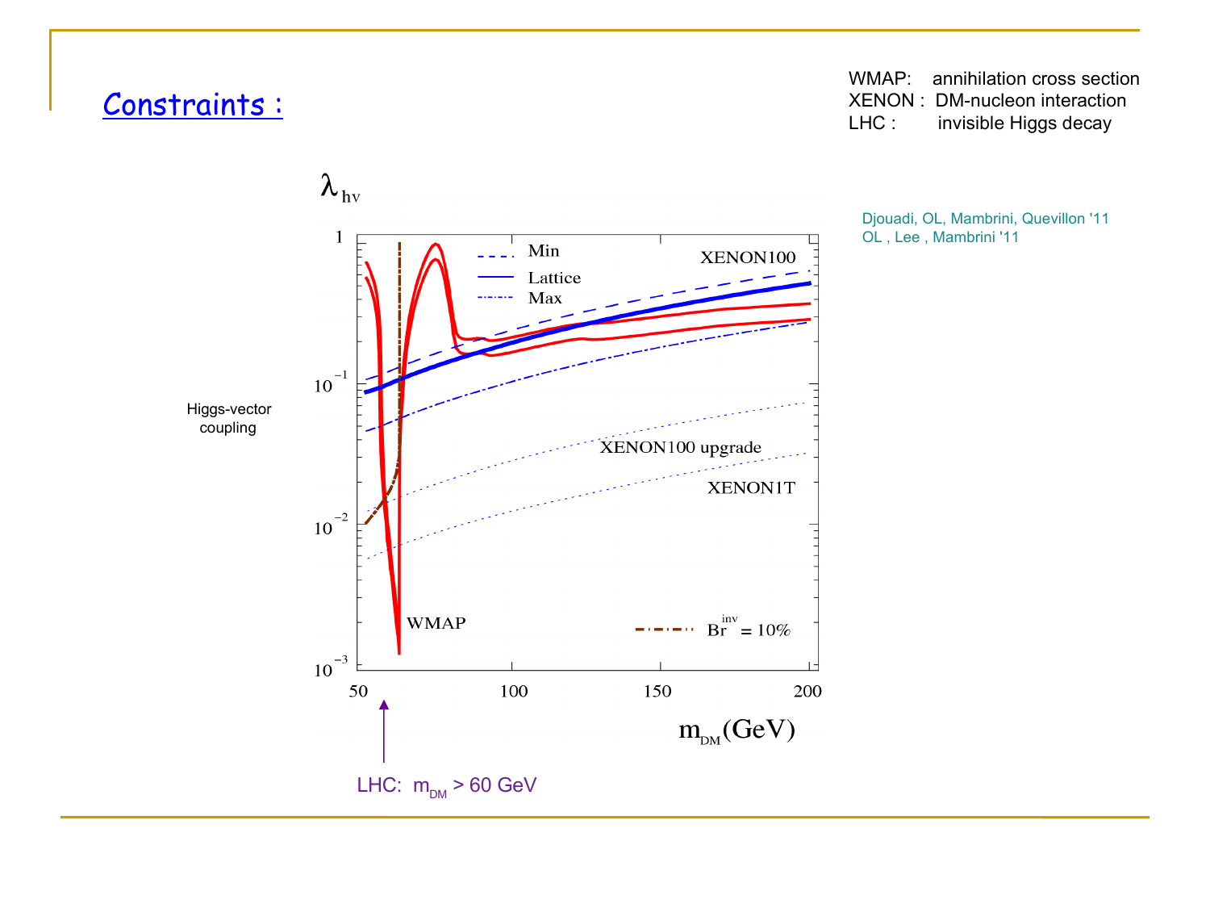## Constraints :

WMAP: annihilation cross section
XENON : DM-nucleon interaction
LHC : invisible Higgs decay

Djouadi, OL, Mambrini, Quevillon '11
OL , Lee , Mambrini '11

Higgs-vector coupling

$\lambda_{hv}$

Min
Lattice
Max

XENON100

XENON100 upgrade

XENON1T

WMAP

$Br^{inv} = 10\%$

$m_{DM}$(GeV)

LHC: $m_{DM} > 60$ GeV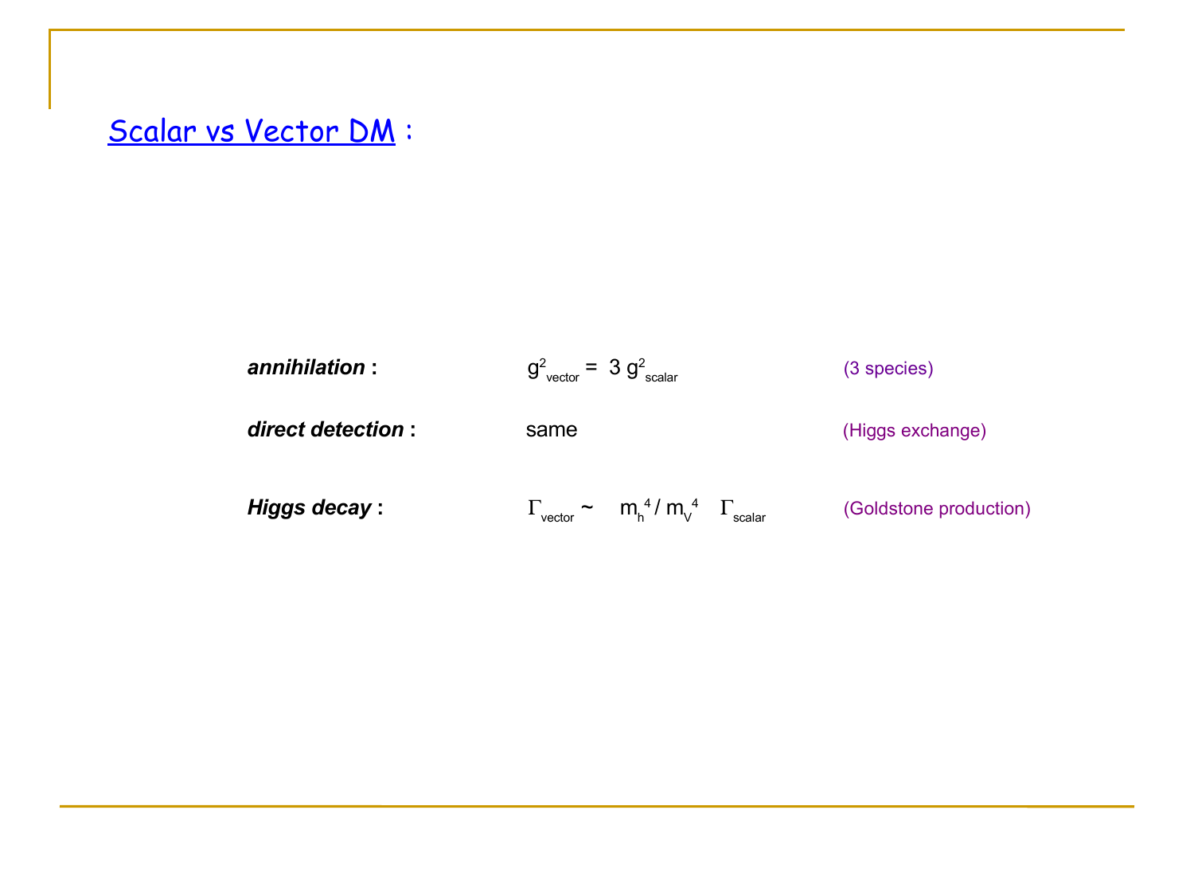## Scalar vs Vector DM :

| | | |
|---|---|---|
| ***annihilation* :** | $g^2_{vector} = 3\, g^2_{scalar}$ | (3 species) |
| ***direct detection* :** | same | (Higgs exchange) |
| ***Higgs decay* :** | $\Gamma_{vector} \sim \; m_h^4 / m_V^4 \; \Gamma_{scalar}$ | (Goldstone production) |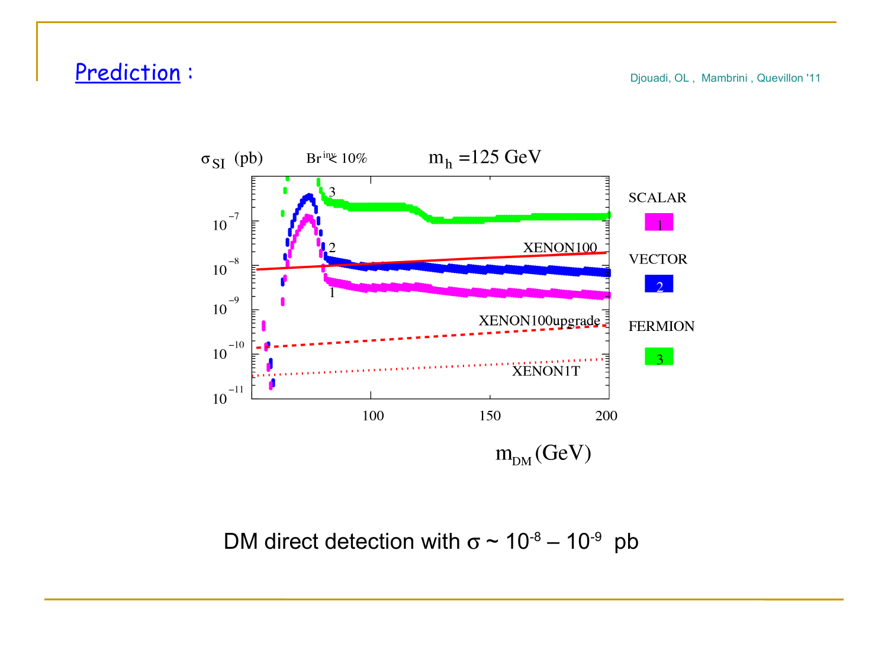## Prediction :

Djouadi, OL , Mambrini , Quevillon '11

$\sigma_{SI}$ (pb) — $Br^{inv} < 10\%$ — $m_h = 125$ GeV

SCALAR 1, VECTOR 2, FERMION 3; XENON100, XENON100upgrade, XENON1T

$m_{DM}$ (GeV)

DM direct detection with $\sigma \sim 10^{-8} - 10^{-9}$ pb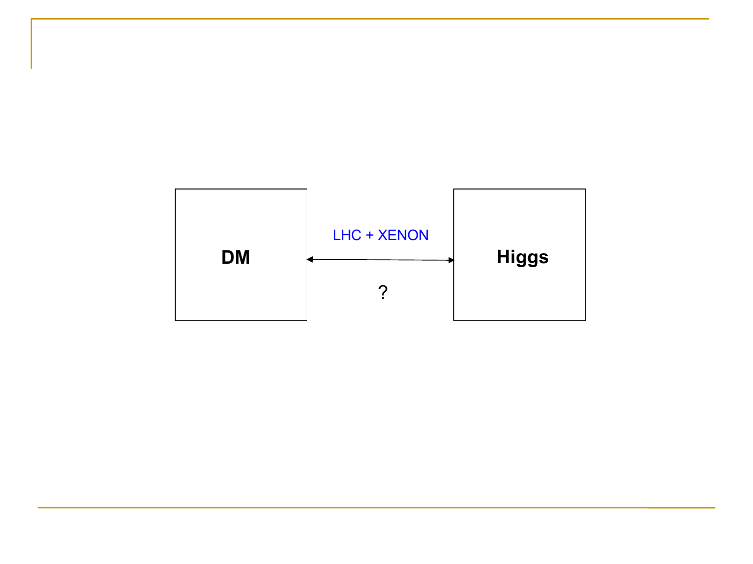DM

LHC + XENON

?

Higgs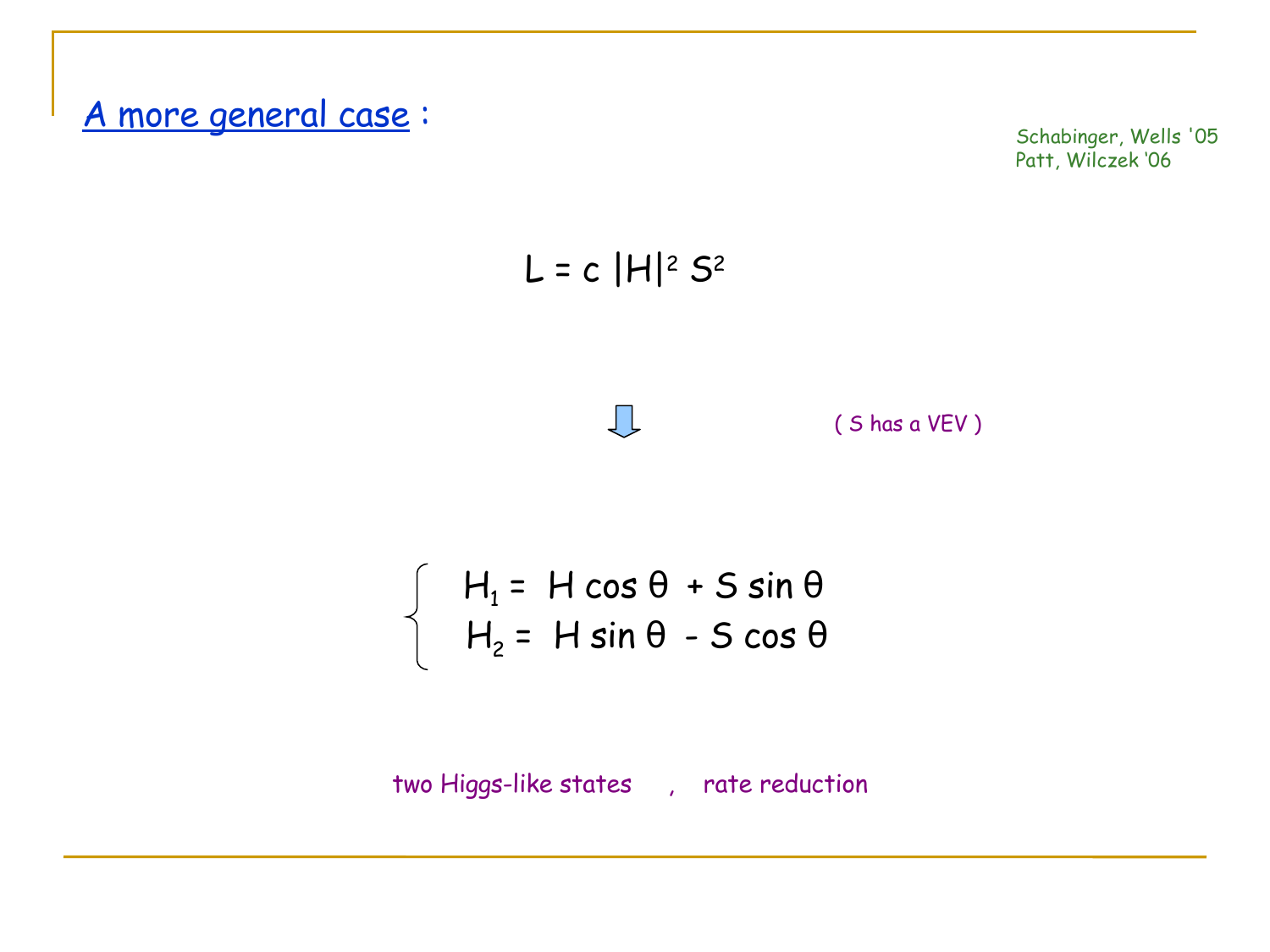## A more general case :

Schabinger, Wells '05
Patt, Wilczek '06

$$L = c\, |H|^2\, S^2$$

⇓ ( S has a VEV )

$$\begin{cases} H_1 = H \cos\theta + S \sin\theta \\ H_2 = H \sin\theta - S \cos\theta \end{cases}$$

two Higgs-like states , rate reduction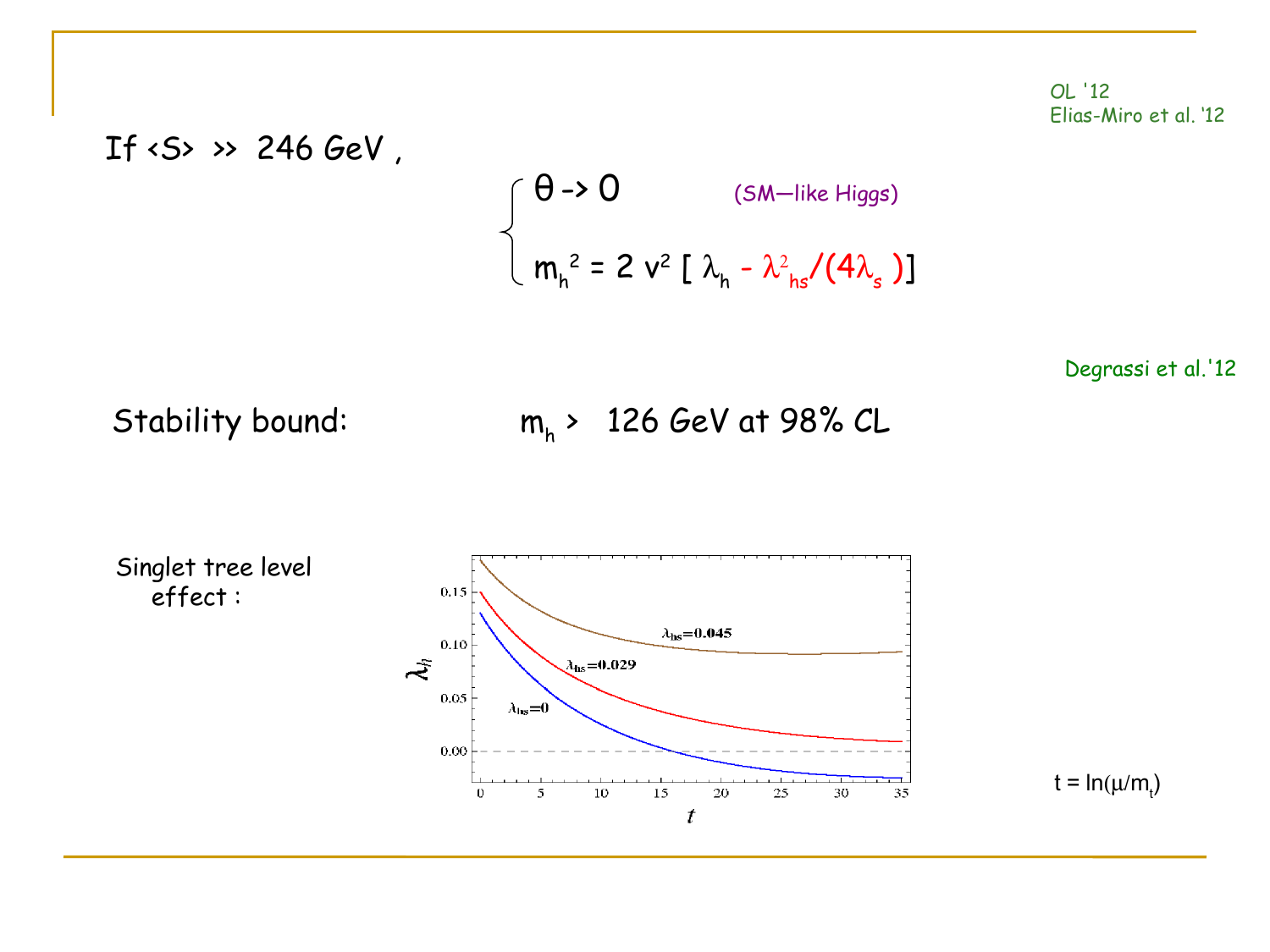OL '12
Elias-Miro et al. '12

If $\langle S \rangle \gg$ 246 GeV ,

$$
\begin{cases}
\theta \to 0 & \text{(SM—like Higgs)} \\
m_h^2 = 2 v^2 \left[ \lambda_h - \lambda_{hs}^2/(4\lambda_s) \right]
\end{cases}
$$

Degrassi et al.'12

Stability bound: $m_h >$ 126 GeV at 98% CL

Singlet tree level effect :

$t = \ln(\mu/m_t)$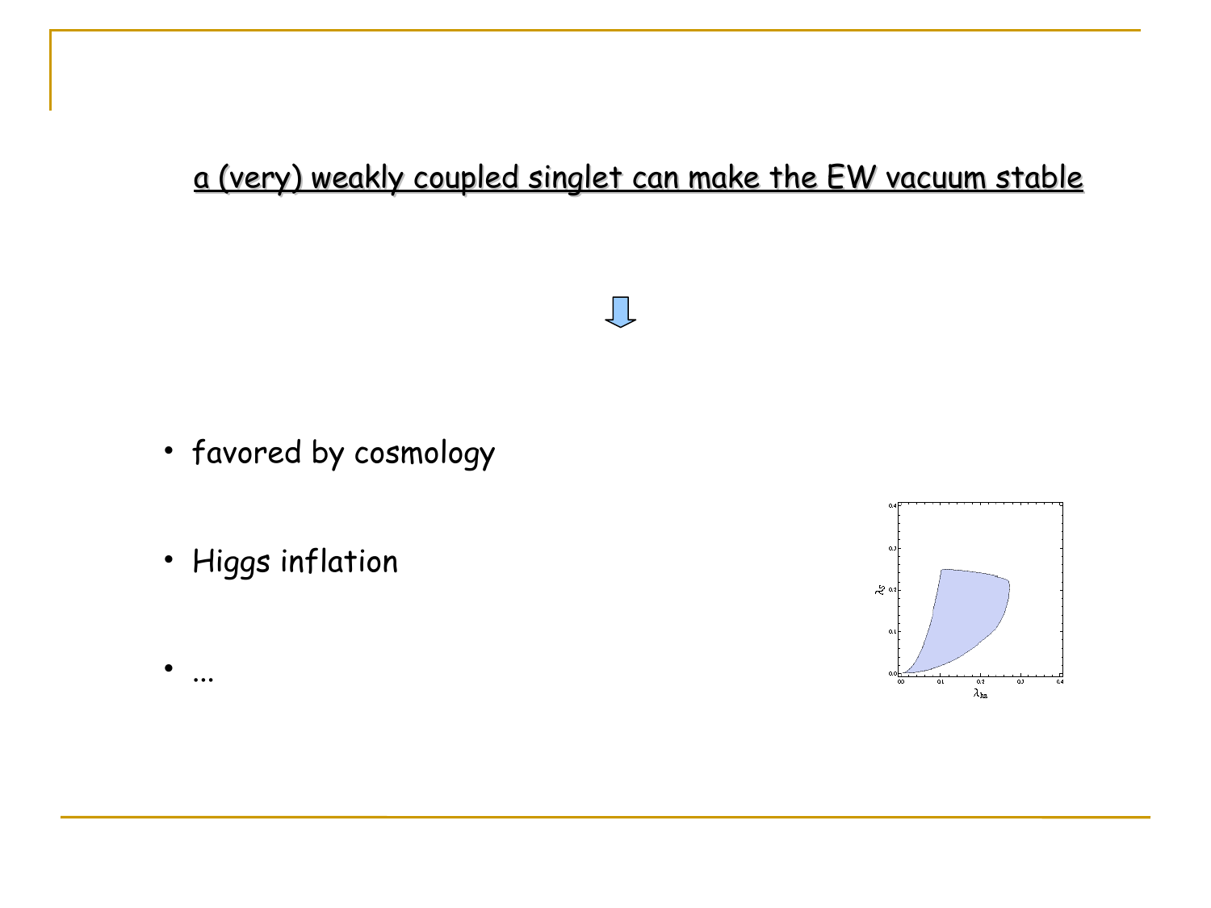<u>a (very) weakly coupled singlet can make the EW vacuum stable</u>

⇩

- favored by cosmology

- Higgs inflation

- ...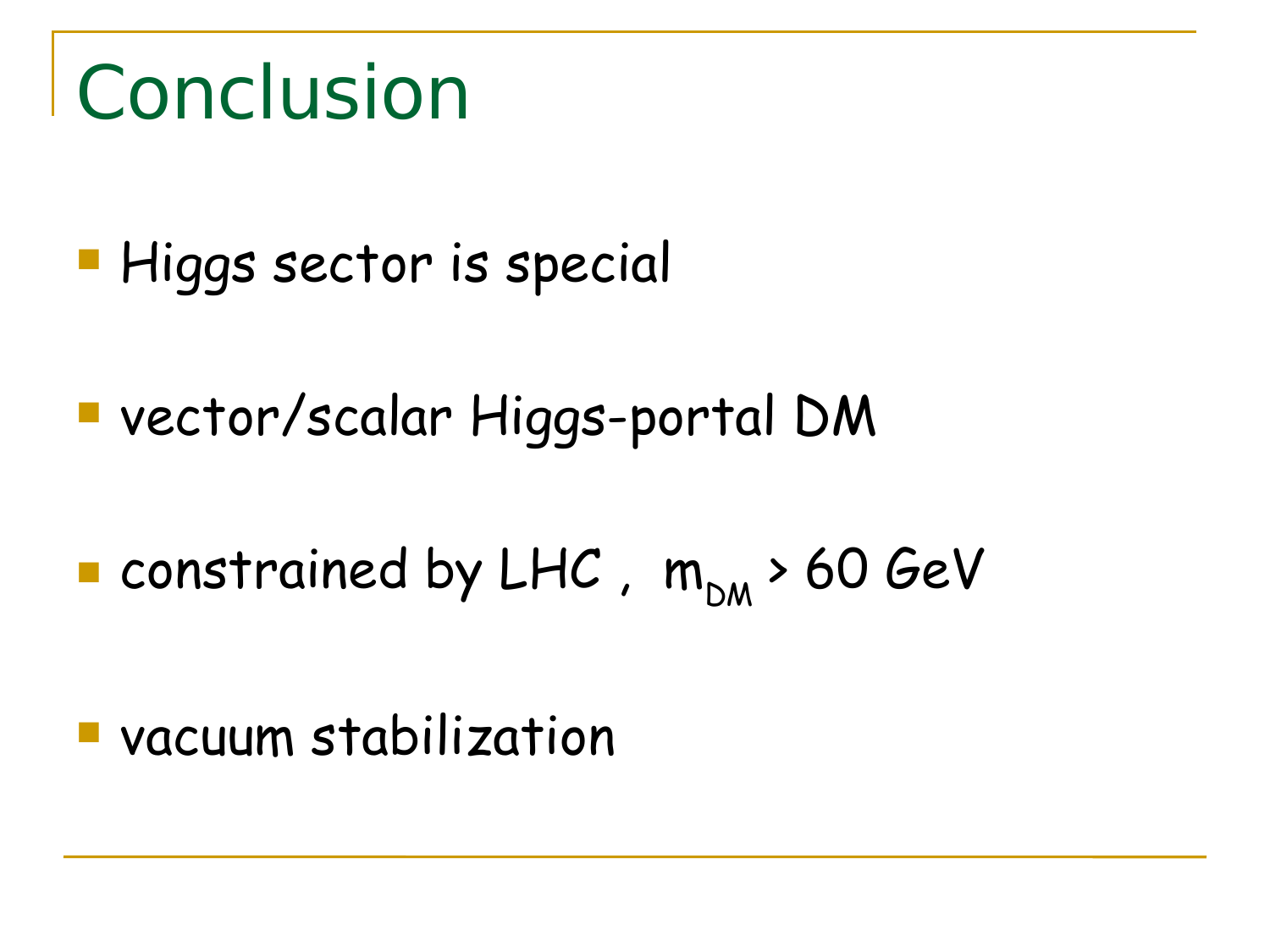# Conclusion

- Higgs sector is special
- vector/scalar Higgs-portal DM
- constrained by LHC , $m_{DM} > 60$ GeV
- vacuum stabilization